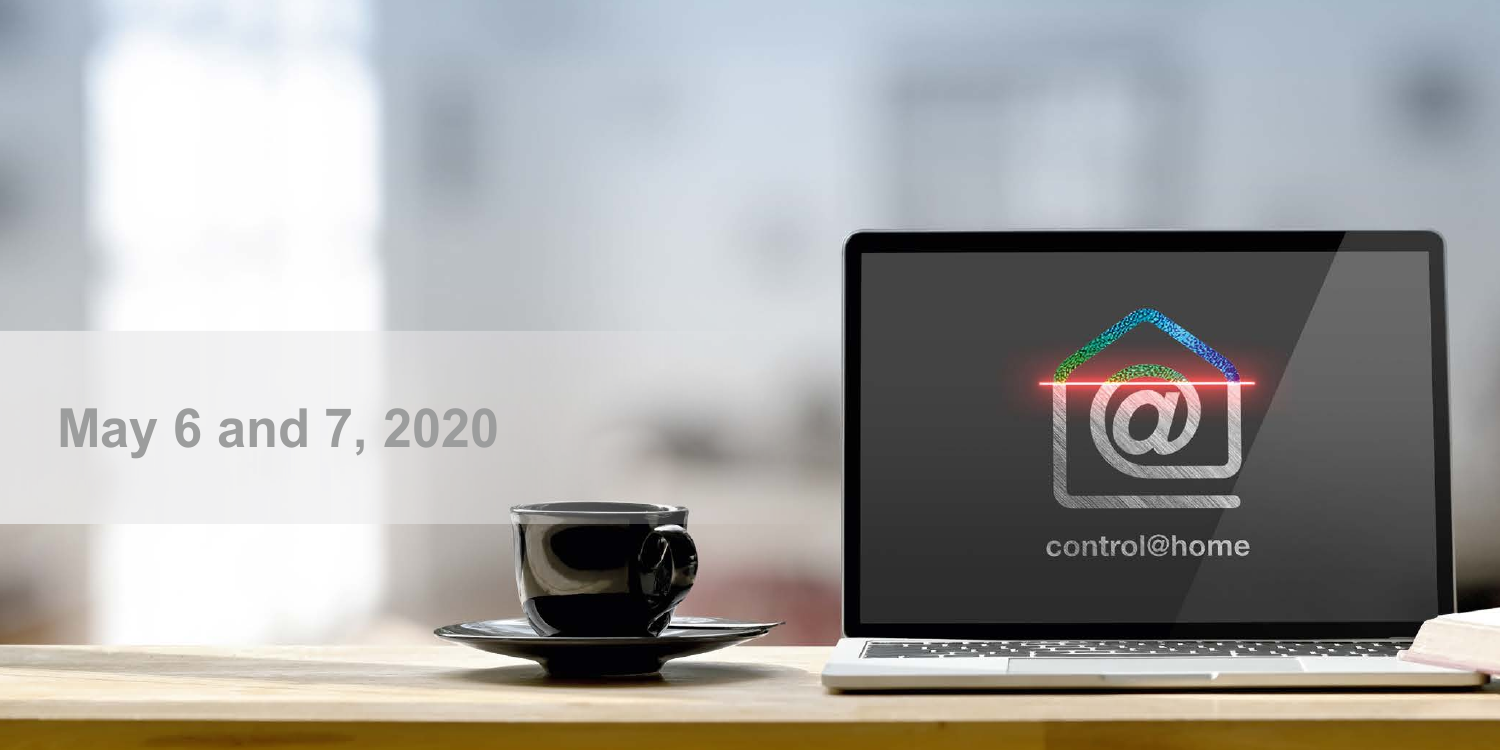May 6 and 7, 2020

control@home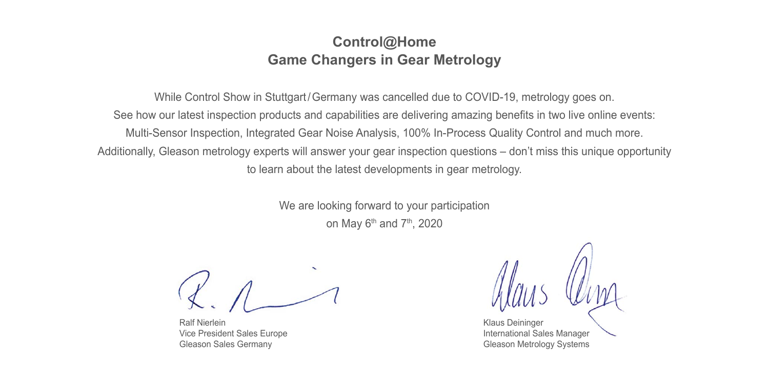## Control@Home
## Game Changers in Gear Metrology

While Control Show in Stuttgart/Germany was cancelled due to COVID-19, metrology goes on.
See how our latest inspection products and capabilities are delivering amazing benefits in two live online events:
Multi-Sensor Inspection, Integrated Gear Noise Analysis, 100% In-Process Quality Control and much more.
Additionally, Gleason metrology experts will answer your gear inspection questions – don't miss this unique opportunity to learn about the latest developments in gear metrology.

We are looking forward to your participation
on May 6th and 7th, 2020

Ralf Nierlein
Vice President Sales Europe
Gleason Sales Germany

Klaus Deininger
International Sales Manager
Gleason Metrology Systems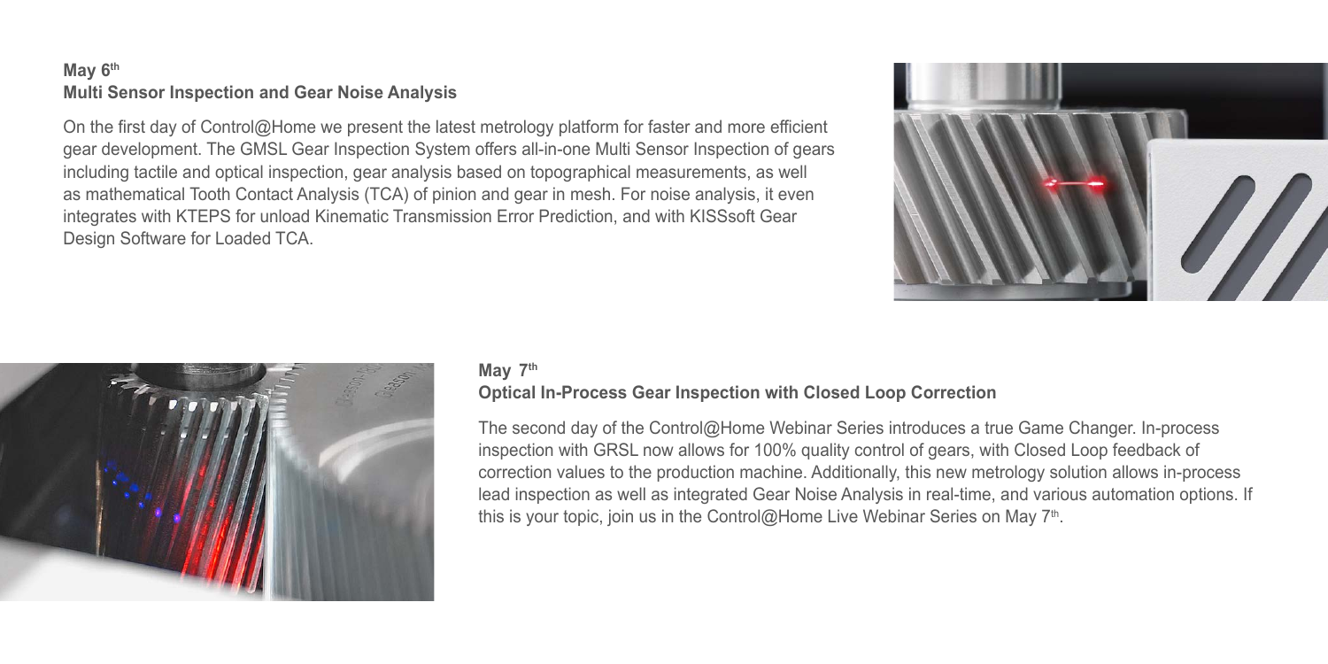**May 6th**

**Multi Sensor Inspection and Gear Noise Analysis**

On the first day of Control@Home we present the latest metrology platform for faster and more efficient gear development. The GMSL Gear Inspection System offers all-in-one Multi Sensor Inspection of gears including tactile and optical inspection, gear analysis based on topographical measurements, as well as mathematical Tooth Contact Analysis (TCA) of pinion and gear in mesh. For noise analysis, it even integrates with KTEPS for unload Kinematic Transmission Error Prediction, and with KISSsoft Gear Design Software for Loaded TCA.

**May 7th**

**Optical In-Process Gear Inspection with Closed Loop Correction**

The second day of the Control@Home Webinar Series introduces a true Game Changer. In-process inspection with GRSL now allows for 100% quality control of gears, with Closed Loop feedback of correction values to the production machine. Additionally, this new metrology solution allows in-process lead inspection as well as integrated Gear Noise Analysis in real-time, and various automation options. If this is your topic, join us in the Control@Home Live Webinar Series on May 7th.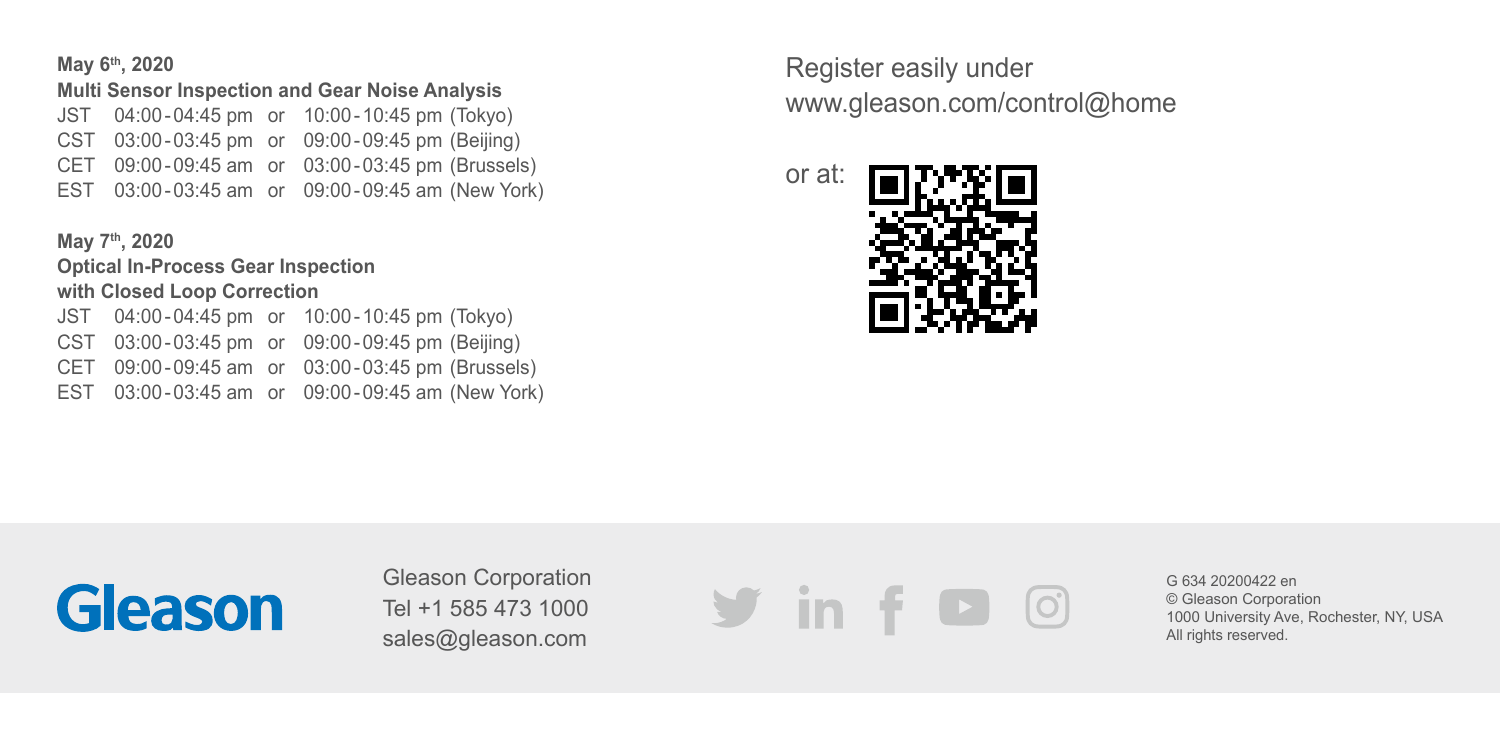**May 6th, 2020**

**Multi Sensor Inspection and Gear Noise Analysis**

| | | | |
|---|---|---|---|
| JST | 04:00 - 04:45 pm | or | 10:00 - 10:45 pm (Tokyo) |
| CST | 03:00 - 03:45 pm | or | 09:00 - 09:45 pm (Beijing) |
| CET | 09:00 - 09:45 am | or | 03:00 - 03:45 pm (Brussels) |
| EST | 03:00 - 03:45 am | or | 09:00 - 09:45 am (New York) |

**May 7th, 2020**

**Optical In-Process Gear Inspection with Closed Loop Correction**

| | | | |
|---|---|---|---|
| JST | 04:00 - 04:45 pm | or | 10:00 - 10:45 pm (Tokyo) |
| CST | 03:00 - 03:45 pm | or | 09:00 - 09:45 pm (Beijing) |
| CET | 09:00 - 09:45 am | or | 03:00 - 03:45 pm (Brussels) |
| EST | 03:00 - 03:45 am | or | 09:00 - 09:45 am (New York) |

Register easily under
www.gleason.com/control@home

or at:

Gleason

Gleason Corporation
Tel +1 585 473 1000
sales@gleason.com

G 634 20200422 en
© Gleason Corporation
1000 University Ave, Rochester, NY, USA
All rights reserved.